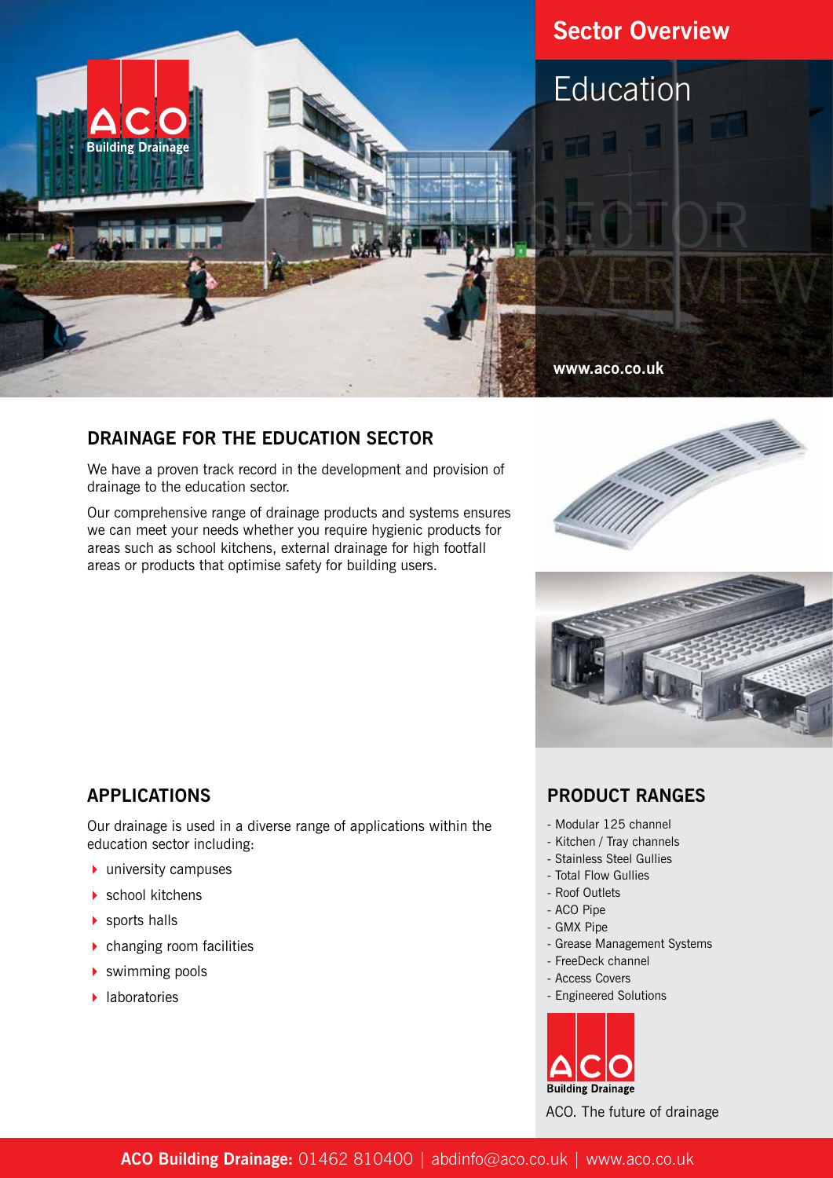# Sector Overview

# Education

www.aco.co.uk

## DRAINAGE FOR THE EDUCATION SECTOR

We have a proven track record in the development and provision of drainage to the education sector.

Our comprehensive range of drainage products and systems ensures we can meet your needs whether you require hygienic products for areas such as school kitchens, external drainage for high footfall areas or products that optimise safety for building users.

## APPLICATIONS

Our drainage is used in a diverse range of applications within the education sector including:

- university campuses
- school kitchens
- sports halls
- changing room facilities
- swimming pools
- laboratories

## PRODUCT RANGES

- Modular 125 channel
- Kitchen / Tray channels
- Stainless Steel Gullies
- Total Flow Gullies
- Roof Outlets
- ACO Pipe
- GMX Pipe
- Grease Management Systems
- FreeDeck channel
- Access Covers
- Engineered Solutions

ACO. The future of drainage

**ACO Building Drainage:** 01462 810400 | abdinfo@aco.co.uk | www.aco.co.uk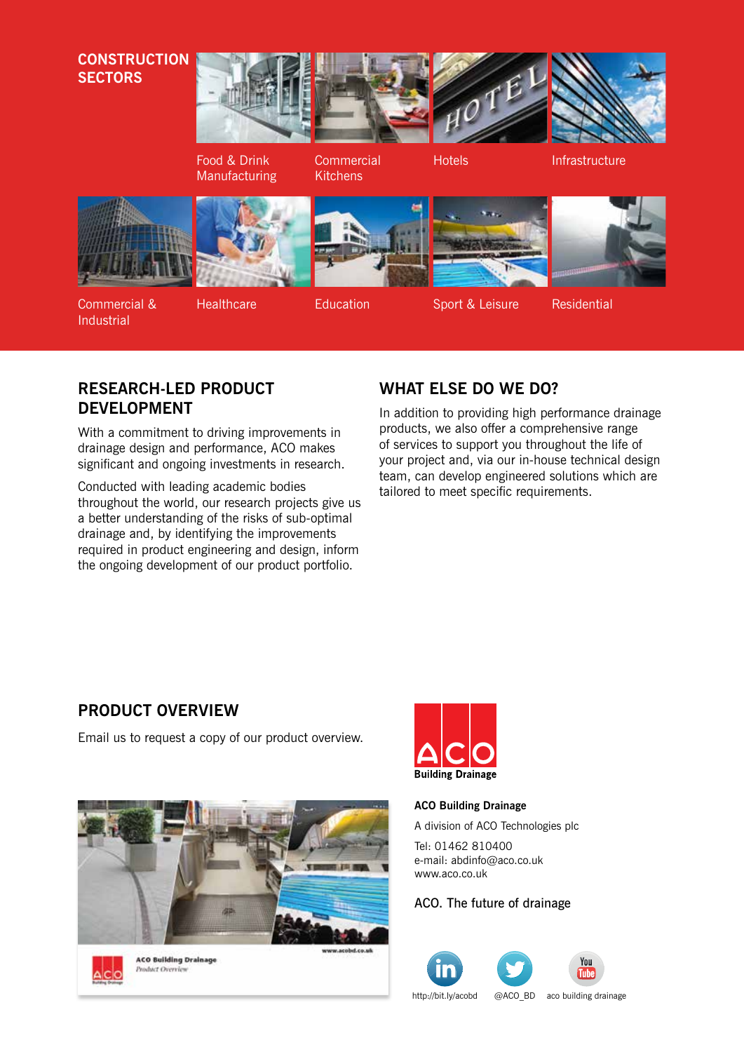## CONSTRUCTION SECTORS

Food & Drink Manufacturing

Commercial Kitchens

Hotels

Infrastructure

Commercial & Industrial

Healthcare

Education

Sport & Leisure

Residential

## RESEARCH-LED PRODUCT DEVELOPMENT

With a commitment to driving improvements in drainage design and performance, ACO makes significant and ongoing investments in research.

Conducted with leading academic bodies throughout the world, our research projects give us a better understanding of the risks of sub-optimal drainage and, by identifying the improvements required in product engineering and design, inform the ongoing development of our product portfolio.

## WHAT ELSE DO WE DO?

In addition to providing high performance drainage products, we also offer a comprehensive range of services to support you throughout the life of your project and, via our in-house technical design team, can develop engineered solutions which are tailored to meet specific requirements.

## PRODUCT OVERVIEW

Email us to request a copy of our product overview.

ACO Building Drainage
Product Overview
www.acobd.co.uk

ACO Building Drainage

**ACO Building Drainage**

A division of ACO Technologies plc

Tel: 01462 810400
e-mail: abdinfo@aco.co.uk
www.aco.co.uk

ACO. The future of drainage

http://bit.ly/acobd

@ACO_BD

aco building drainage